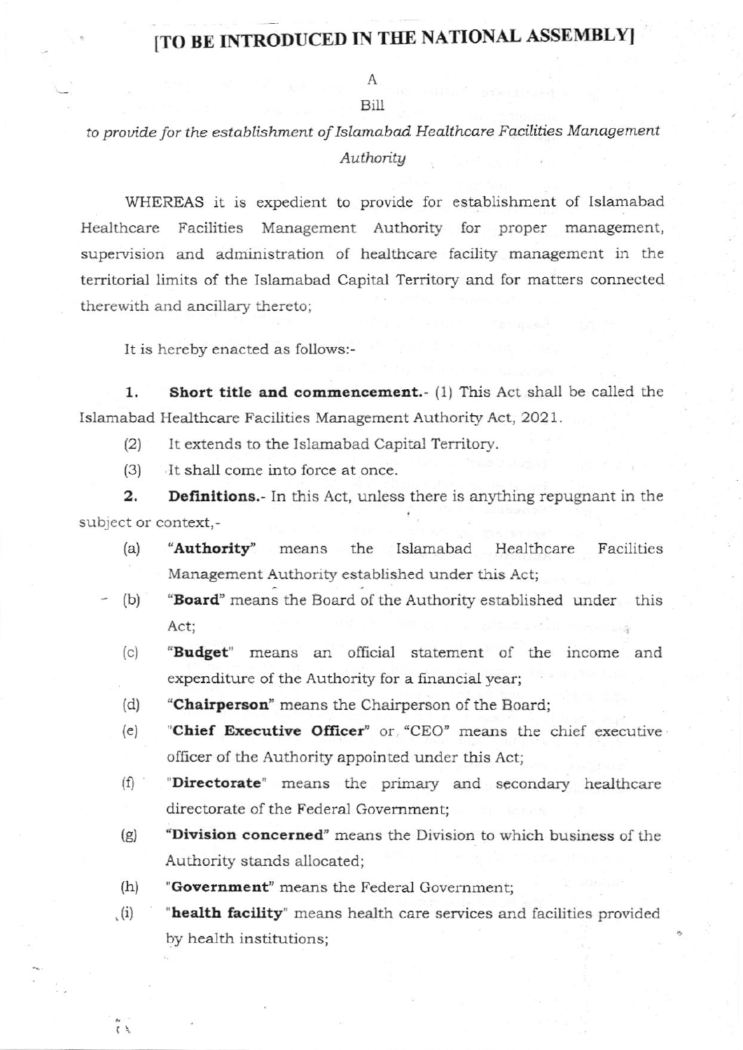# [TO BE INTRODUCED IN THE NATIONAL ASSEMBLY]

A

Bill

*to provide for the establishment of Islamabad Healthcare Facilities Management Authority*

WHEREAS it is expedient to provide for establishment of Islamabad Healthcare Facilities Management Authority for proper management, supervision and administration of healthcare facility management in the territorial limits of the Islamabad Capital Territory and for matters connected therewith and ancillary thereto;

It is hereby enacted as follows:-

**1. Short title and commencement.**- (1) This Act shall be called the Islamabad Healthcare Facilities Management Authority Act, 2021.

(2) It extends to the Islamabad Capital Territory.

(3) It shall come into force at once.

**2. Definitions.**- In this Act, unless there is anything repugnant in the subject or context,-

(a) "**Authority**" means the Islamabad Healthcare Facilities Management Authority established under this Act;

(b) "**Board**" means the Board of the Authority established under this Act;

(c) "**Budget**" means an official statement of the income and expenditure of the Authority for a financial year;

(d) "**Chairperson**" means the Chairperson of the Board;

(e) "**Chief Executive Officer**" or "CEO" means the chief executive officer of the Authority appointed under this Act;

(f) "**Directorate**" means the primary and secondary healthcare directorate of the Federal Government;

(g) "**Division concerned**" means the Division to which business of the Authority stands allocated;

(h) "**Government**" means the Federal Government;

(i) "**health facility**" means health care services and facilities provided by health institutions;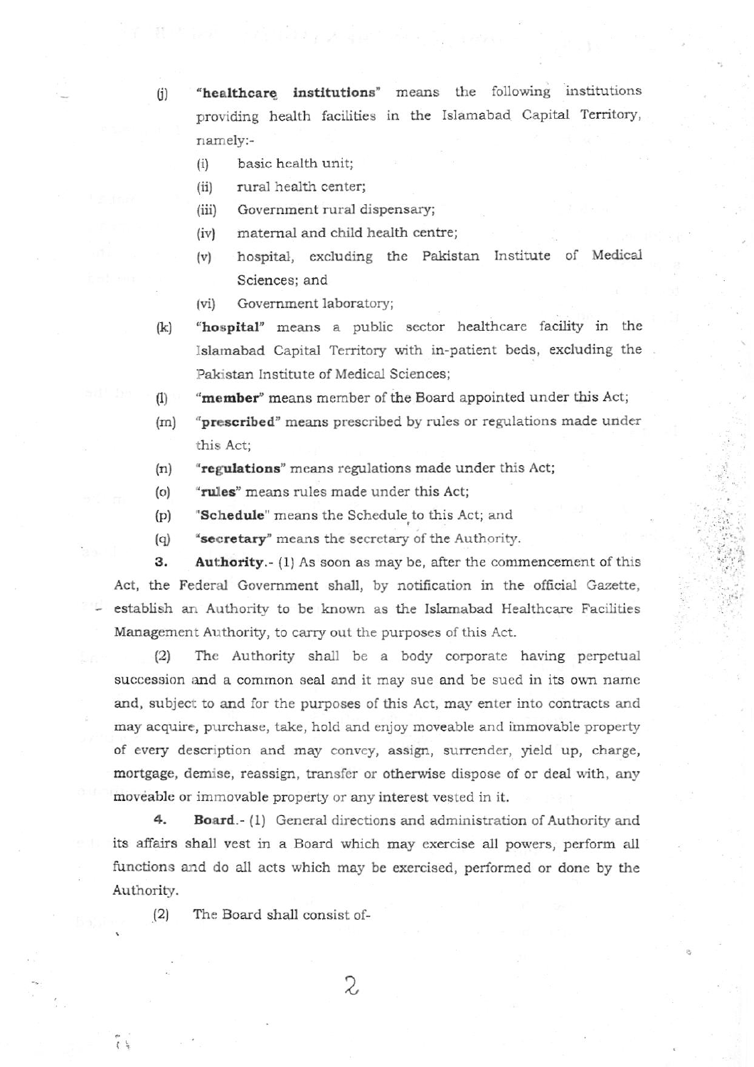(j) **"healthcare institutions"** means the following institutions providing health facilities in the Islamabad Capital Territory, namely:-

(i) basic health unit;

(ii) rural health center;

(iii) Government rural dispensary;

(iv) maternal and child health centre;

(v) hospital, excluding the Pakistan Institute of Medical Sciences; and

(vi) Government laboratory;

(k) **"hospital"** means a public sector healthcare facility in the Islamabad Capital Territory with in-patient beds, excluding the Pakistan Institute of Medical Sciences;

(l) **"member"** means member of the Board appointed under this Act;

(m) **"prescribed"** means prescribed by rules or regulations made under this Act;

(n) **"regulations"** means regulations made under this Act;

(o) **"rules"** means rules made under this Act;

(p) **"Schedule"** means the Schedule to this Act; and

(q) **"secretary"** means the secretary of the Authority.

**3. Authority.**- (1) As soon as may be, after the commencement of this Act, the Federal Government shall, by notification in the official Gazette, establish an Authority to be known as the Islamabad Healthcare Facilities Management Authority, to carry out the purposes of this Act.

(2) The Authority shall be a body corporate having perpetual succession and a common seal and it may sue and be sued in its own name and, subject to and for the purposes of this Act, may enter into contracts and may acquire, purchase, take, hold and enjoy moveable and immovable property of every description and may convey, assign, surrender, yield up, charge, mortgage, demise, reassign, transfer or otherwise dispose of or deal with, any moveable or immovable property or any interest vested in it.

**4. Board.**- (1) General directions and administration of Authority and its affairs shall vest in a Board which may exercise all powers, perform all functions and do all acts which may be exercised, performed or done by the Authority.

(2) The Board shall consist of-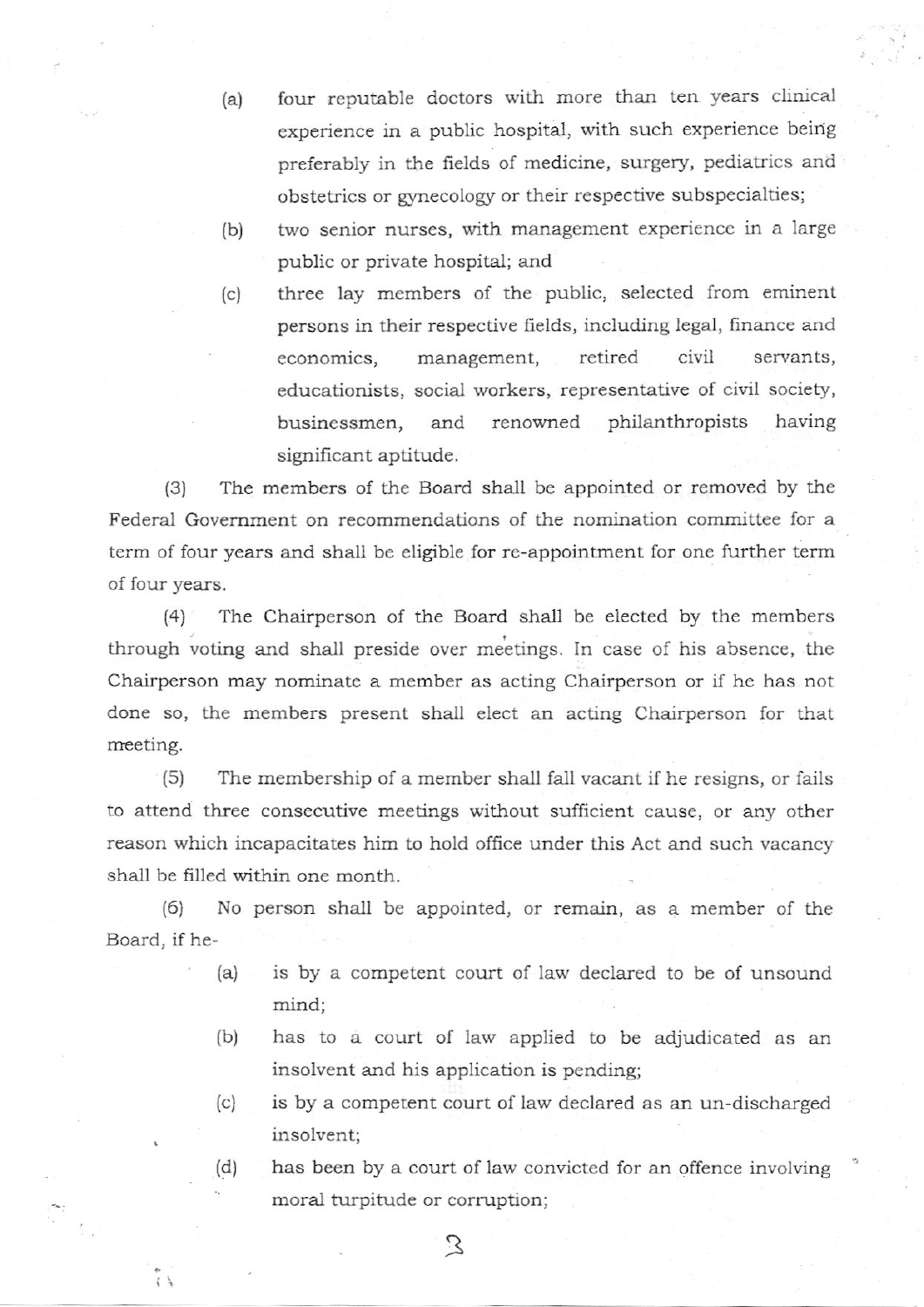(a) four reputable doctors with more than ten years clinical experience in a public hospital, with such experience being preferably in the fields of medicine, surgery, pediatrics and obstetrics or gynecology or their respective subspecialties;

(b) two senior nurses, with management experience in a large public or private hospital; and

(c) three lay members of the public, selected from eminent persons in their respective fields, including legal, finance and economics, management, retired civil servants, educationists, social workers, representative of civil society, businessmen, and renowned philanthropists having significant aptitude.

(3) The members of the Board shall be appointed or removed by the Federal Government on recommendations of the nomination committee for a term of four years and shall be eligible for re-appointment for one further term of four years.

(4) The Chairperson of the Board shall be elected by the members through voting and shall preside over meetings. In case of his absence, the Chairperson may nominate a member as acting Chairperson or if he has not done so, the members present shall elect an acting Chairperson for that meeting.

(5) The membership of a member shall fall vacant if he resigns, or fails to attend three consecutive meetings without sufficient cause, or any other reason which incapacitates him to hold office under this Act and such vacancy shall be filled within one month.

(6) No person shall be appointed, or remain, as a member of the Board, if he-

(a) is by a competent court of law declared to be of unsound mind;

(b) has to a court of law applied to be adjudicated as an insolvent and his application is pending;

(c) is by a competent court of law declared as an un-discharged insolvent;

(d) has been by a court of law convicted for an offence involving moral turpitude or corruption;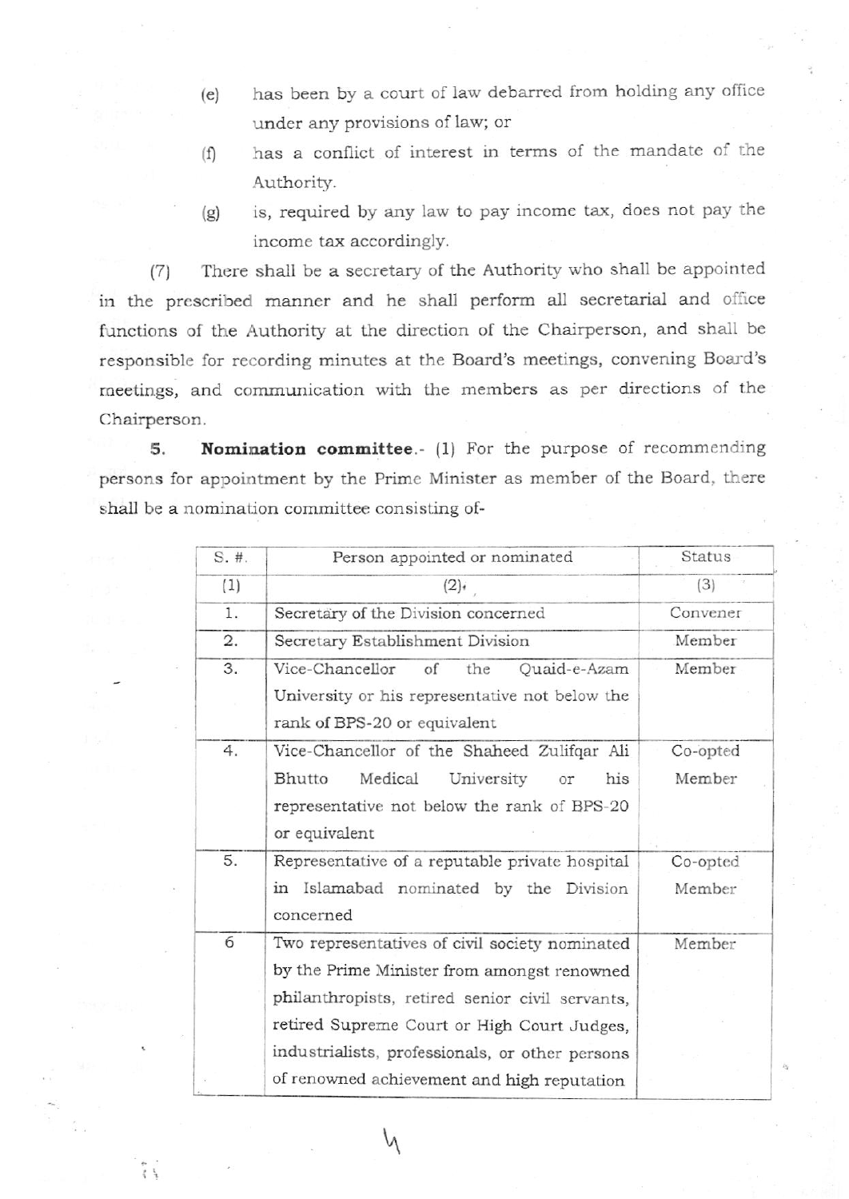(e) has been by a court of law debarred from holding any office under any provisions of law; or

(f) has a conflict of interest in terms of the mandate of the Authority.

(g) is, required by any law to pay income tax, does not pay the income tax accordingly.

(7) There shall be a secretary of the Authority who shall be appointed in the prescribed manner and he shall perform all secretarial and office functions of the Authority at the direction of the Chairperson, and shall be responsible for recording minutes at the Board's meetings, convening Board's meetings, and communication with the members as per directions of the Chairperson.

**5. Nomination committee.**- (1) For the purpose of recommending persons for appointment by the Prime Minister as member of the Board, there shall be a nomination committee consisting of-

| S. #. | Person appointed or nominated | Status |
|---|---|---|
| (1) | (2) | (3) |
| 1. | Secretary of the Division concerned | Convener |
| 2. | Secretary Establishment Division | Member |
| 3. | Vice-Chancellor of the Quaid-e-Azam University or his representative not below the rank of BPS-20 or equivalent | Member |
| 4. | Vice-Chancellor of the Shaheed Zulifqar Ali Bhutto Medical University or his representative not below the rank of BPS-20 or equivalent | Co-opted Member |
| 5. | Representative of a reputable private hospital in Islamabad nominated by the Division concerned | Co-opted Member |
| 6 | Two representatives of civil society nominated by the Prime Minister from amongst renowned philanthropists, retired senior civil servants, retired Supreme Court or High Court Judges, industrialists, professionals, or other persons of renowned achievement and high reputation | Member |